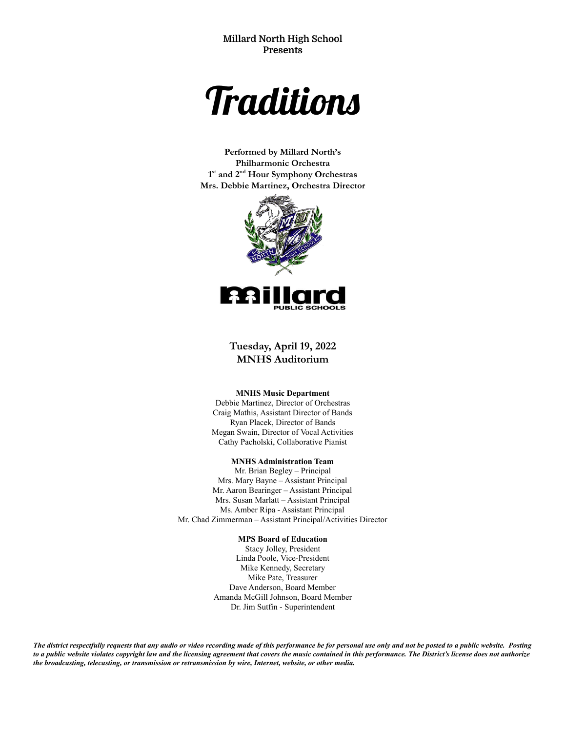**Millard North High School**
**Presents**

# Traditions

**Performed by Millard North's**
**Philharmonic Orchestra**
**1st and 2nd Hour Symphony Orchestras**
**Mrs. Debbie Martinez, Orchestra Director**

**Tuesday, April 19, 2022**
**MNHS Auditorium**

**MNHS Music Department**

Debbie Martinez, Director of Orchestras
Craig Mathis, Assistant Director of Bands
Ryan Placek, Director of Bands
Megan Swain, Director of Vocal Activities
Cathy Pacholski, Collaborative Pianist

**MNHS Administration Team**

Mr. Brian Begley – Principal
Mrs. Mary Bayne – Assistant Principal
Mr. Aaron Bearinger – Assistant Principal
Mrs. Susan Marlatt – Assistant Principal
Ms. Amber Ripa - Assistant Principal
Mr. Chad Zimmerman – Assistant Principal/Activities Director

**MPS Board of Education**

Stacy Jolley, President
Linda Poole, Vice-President
Mike Kennedy, Secretary
Mike Pate, Treasurer
Dave Anderson, Board Member
Amanda McGill Johnson, Board Member
Dr. Jim Sutfin - Superintendent

***The district respectfully requests that any audio or video recording made of this performance be for personal use only and not be posted to a public website. Posting to a public website violates copyright law and the licensing agreement that covers the music contained in this performance. The District's license does not authorize the broadcasting, telecasting, or transmission or retransmission by wire, Internet, website, or other media.***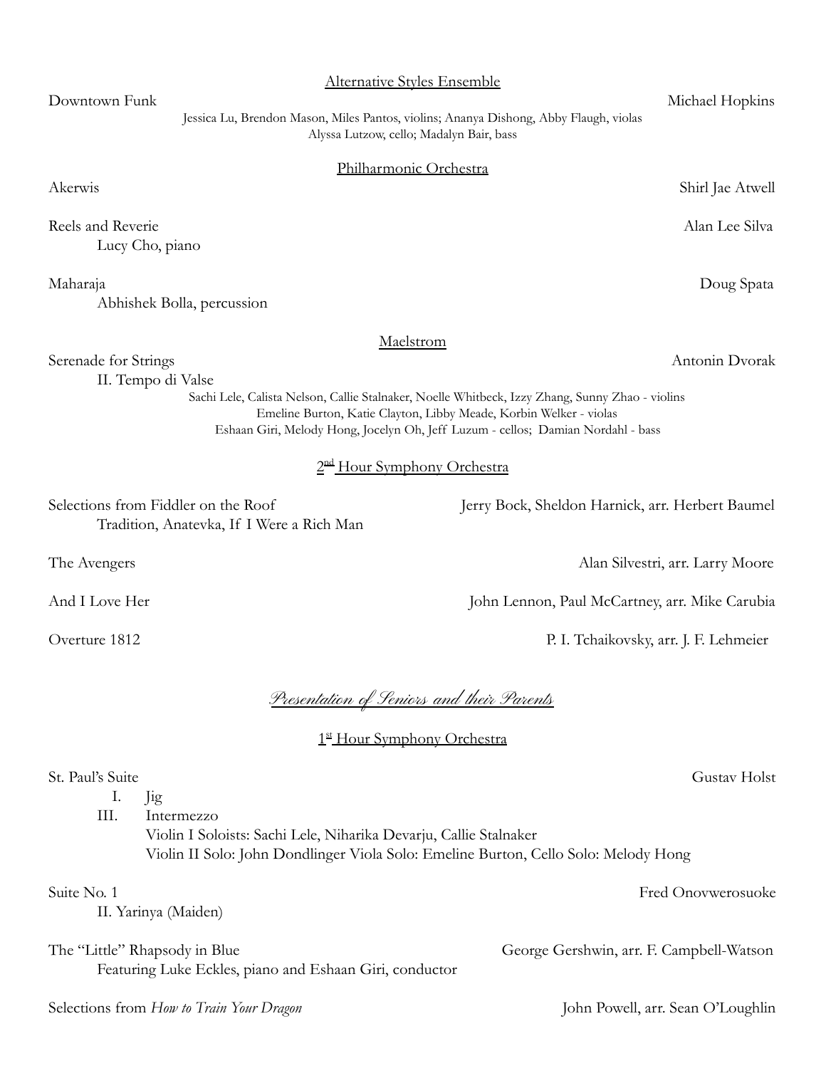## Alternative Styles Ensemble

Downtown Funk — Michael Hopkins

Jessica Lu, Brendon Mason, Miles Pantos, violins; Ananya Dishong, Abby Flaugh, violas
Alyssa Lutzow, cello; Madalyn Bair, bass

## Philharmonic Orchestra

Akerwis — Shirl Jae Atwell

Reels and Reverie — Alan Lee Silva
Lucy Cho, piano

Maharaja — Doug Spata
Abhishek Bolla, percussion

## Maelstrom

Serenade for Strings — Antonin Dvorak
II. Tempo di Valse

Sachi Lele, Calista Nelson, Callie Stalnaker, Noelle Whitbeck, Izzy Zhang, Sunny Zhao - violins
Emeline Burton, Katie Clayton, Libby Meade, Korbin Welker - violas
Eshaan Giri, Melody Hong, Jocelyn Oh, Jeff Luzum - cellos; Damian Nordahl - bass

## 2nd Hour Symphony Orchestra

Selections from Fiddler on the Roof — Jerry Bock, Sheldon Harnick, arr. Herbert Baumel
Tradition, Anatevka, If I Were a Rich Man

The Avengers — Alan Silvestri, arr. Larry Moore

And I Love Her — John Lennon, Paul McCartney, arr. Mike Carubia

Overture 1812 — P. I. Tchaikovsky, arr. J. F. Lehmeier

## *Presentation of Seniors and their Parents*

## 1st Hour Symphony Orchestra

St. Paul's Suite — Gustav Holst
I. Jig
III. Intermezzo
Violin I Soloists: Sachi Lele, Niharika Devarju, Callie Stalnaker
Violin II Solo: John Dondlinger Viola Solo: Emeline Burton, Cello Solo: Melody Hong

Suite No. 1 — Fred Onovwerosuoke
II. Yarinya (Maiden)

The "Little" Rhapsody in Blue — George Gershwin, arr. F. Campbell-Watson
Featuring Luke Eckles, piano and Eshaan Giri, conductor

Selections from *How to Train Your Dragon* — John Powell, arr. Sean O'Loughlin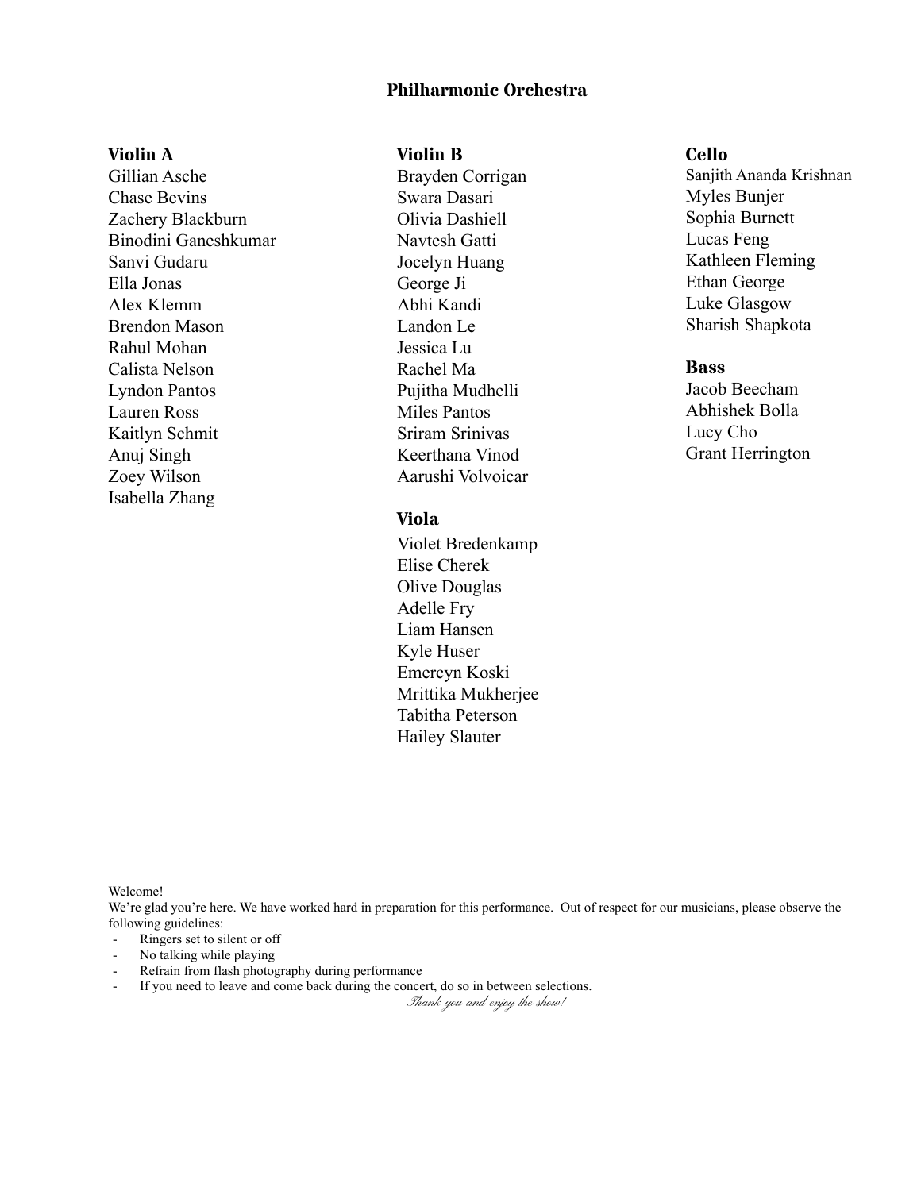## Philharmonic Orchestra

### Violin A

Gillian Asche
Chase Bevins
Zachery Blackburn
Binodini Ganeshkumar
Sanvi Gudaru
Ella Jonas
Alex Klemm
Brendon Mason
Rahul Mohan
Calista Nelson
Lyndon Pantos
Lauren Ross
Kaitlyn Schmit
Anuj Singh
Zoey Wilson
Isabella Zhang

### Violin B

Brayden Corrigan
Swara Dasari
Olivia Dashiell
Navtesh Gatti
Jocelyn Huang
George Ji
Abhi Kandi
Landon Le
Jessica Lu
Rachel Ma
Pujitha Mudhelli
Miles Pantos
Sriram Srinivas
Keerthana Vinod
Aarushi Volvoicar

### Viola

Violet Bredenkamp
Elise Cherek
Olive Douglas
Adelle Fry
Liam Hansen
Kyle Huser
Emercyn Koski
Mrittika Mukherjee
Tabitha Peterson
Hailey Slauter

### Cello

Sanjith Ananda Krishnan
Myles Bunjer
Sophia Burnett
Lucas Feng
Kathleen Fleming
Ethan George
Luke Glasgow
Sharish Shapkota

### Bass

Jacob Beecham
Abhishek Bolla
Lucy Cho
Grant Herrington

Welcome!
We're glad you're here. We have worked hard in preparation for this performance. Out of respect for our musicians, please observe the following guidelines:

- Ringers set to silent or off
- No talking while playing
- Refrain from flash photography during performance
- If you need to leave and come back during the concert, do so in between selections.

*Thank you and enjoy the show!*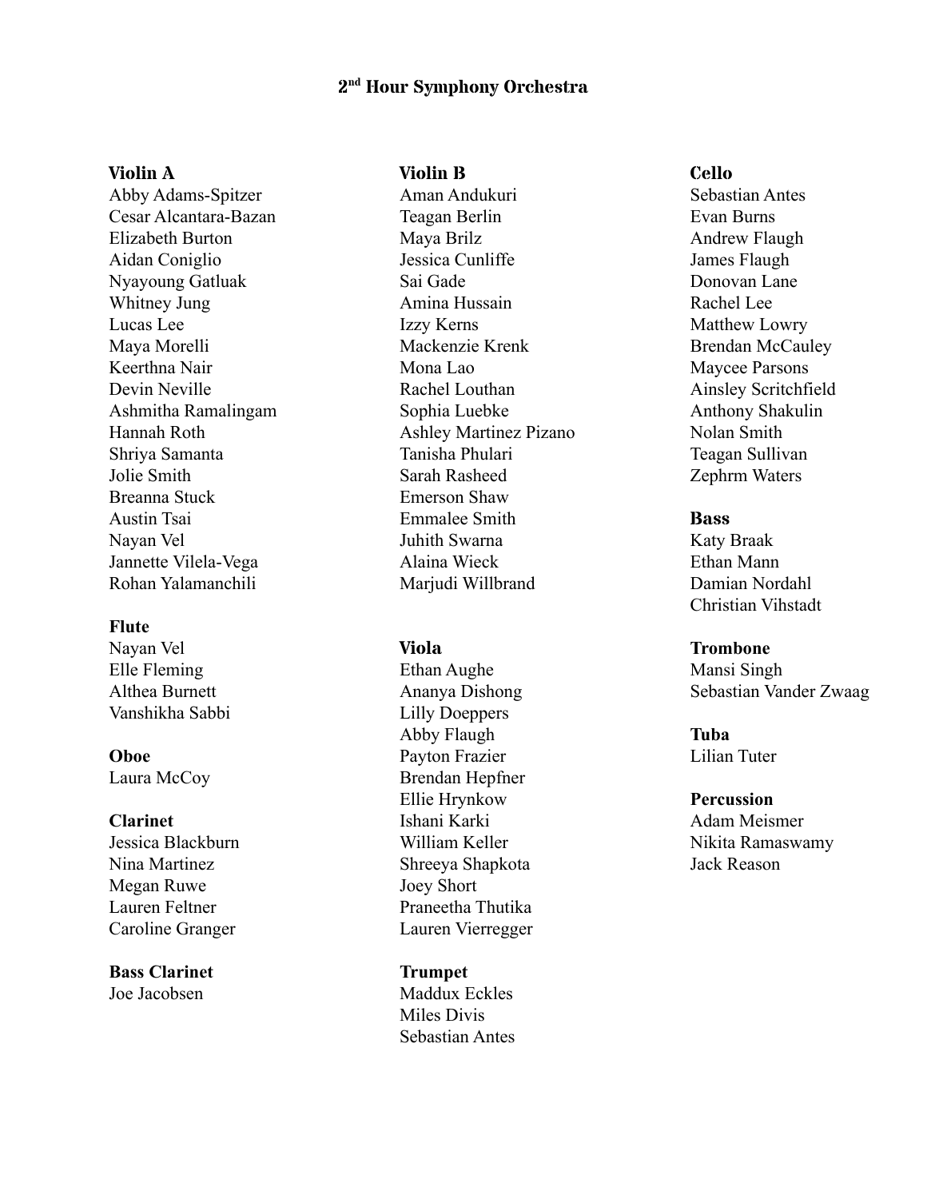# 2nd Hour Symphony Orchestra

**Violin A**

Abby Adams-Spitzer
Cesar Alcantara-Bazan
Elizabeth Burton
Aidan Coniglio
Nyayoung Gatluak
Whitney Jung
Lucas Lee
Maya Morelli
Keerthna Nair
Devin Neville
Ashmitha Ramalingam
Hannah Roth
Shriya Samanta
Jolie Smith
Breanna Stuck
Austin Tsai
Nayan Vel
Jannette Vilela-Vega
Rohan Yalamanchili

**Flute**

Nayan Vel
Elle Fleming
Althea Burnett
Vanshikha Sabbi

**Oboe**

Laura McCoy

**Clarinet**

Jessica Blackburn
Nina Martinez
Megan Ruwe
Lauren Feltner
Caroline Granger

**Bass Clarinet**

Joe Jacobsen

**Violin B**

Aman Andukuri
Teagan Berlin
Maya Brilz
Jessica Cunliffe
Sai Gade
Amina Hussain
Izzy Kerns
Mackenzie Krenk
Mona Lao
Rachel Louthan
Sophia Luebke
Ashley Martinez Pizano
Tanisha Phulari
Sarah Rasheed
Emerson Shaw
Emmalee Smith
Juhith Swarna
Alaina Wieck
Marjudi Willbrand

**Viola**

Ethan Aughe
Ananya Dishong
Lilly Doeppers
Abby Flaugh
Payton Frazier
Brendan Hepfner
Ellie Hrynkow
Ishani Karki
William Keller
Shreeya Shapkota
Joey Short
Praneetha Thutika
Lauren Vierregger

**Trumpet**

Maddux Eckles
Miles Divis
Sebastian Antes

**Cello**

Sebastian Antes
Evan Burns
Andrew Flaugh
James Flaugh
Donovan Lane
Rachel Lee
Matthew Lowry
Brendan McCauley
Maycee Parsons
Ainsley Scritchfield
Anthony Shakulin
Nolan Smith
Teagan Sullivan
Zephrm Waters

**Bass**

Katy Braak
Ethan Mann
Damian Nordahl
Christian Vihstadt

**Trombone**

Mansi Singh
Sebastian Vander Zwaag

**Tuba**

Lilian Tuter

**Percussion**

Adam Meismer
Nikita Ramaswamy
Jack Reason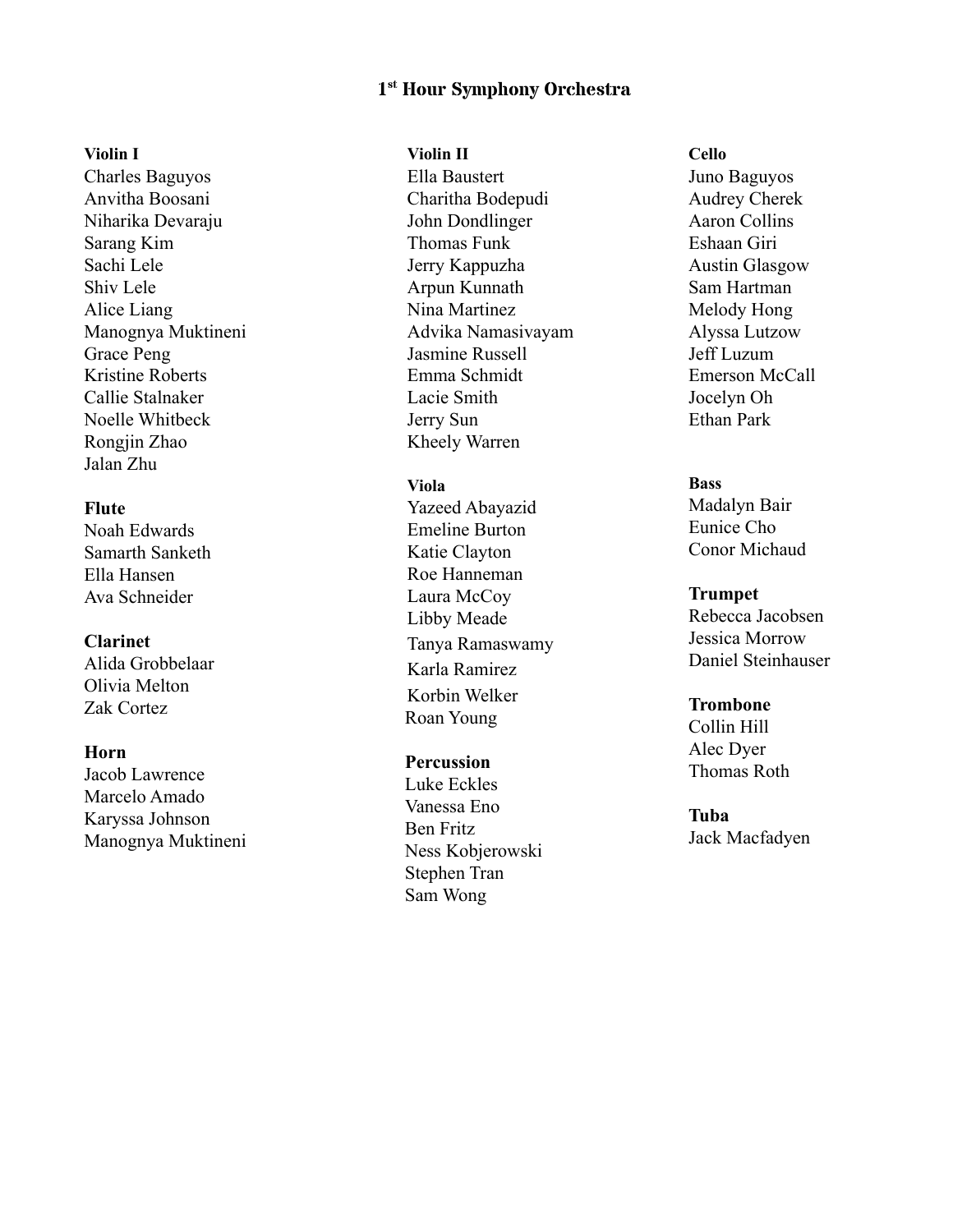# 1st Hour Symphony Orchestra

**Violin I**
Charles Baguyos
Anvitha Boosani
Niharika Devaraju
Sarang Kim
Sachi Lele
Shiv Lele
Alice Liang
Manognya Muktineni
Grace Peng
Kristine Roberts
Callie Stalnaker
Noelle Whitbeck
Rongjin Zhao
Jalan Zhu

**Flute**
Noah Edwards
Samarth Sanketh
Ella Hansen
Ava Schneider

**Clarinet**
Alida Grobbelaar
Olivia Melton
Zak Cortez

**Horn**
Jacob Lawrence
Marcelo Amado
Karyssa Johnson
Manognya Muktineni

**Violin II**
Ella Baustert
Charitha Bodepudi
John Dondlinger
Thomas Funk
Jerry Kappuzha
Arpun Kunnath
Nina Martinez
Advika Namasivayam
Jasmine Russell
Emma Schmidt
Lacie Smith
Jerry Sun
Kheely Warren

**Viola**
Yazeed Abayazid
Emeline Burton
Katie Clayton
Roe Hanneman
Laura McCoy
Libby Meade
Tanya Ramaswamy
Karla Ramirez
Korbin Welker
Roan Young

**Percussion**
Luke Eckles
Vanessa Eno
Ben Fritz
Ness Kobjerowski
Stephen Tran
Sam Wong

**Cello**
Juno Baguyos
Audrey Cherek
Aaron Collins
Eshaan Giri
Austin Glasgow
Sam Hartman
Melody Hong
Alyssa Lutzow
Jeff Luzum
Emerson McCall
Jocelyn Oh
Ethan Park

**Bass**
Madalyn Bair
Eunice Cho
Conor Michaud

**Trumpet**
Rebecca Jacobsen
Jessica Morrow
Daniel Steinhauser

**Trombone**
Collin Hill
Alec Dyer
Thomas Roth

**Tuba**
Jack Macfadyen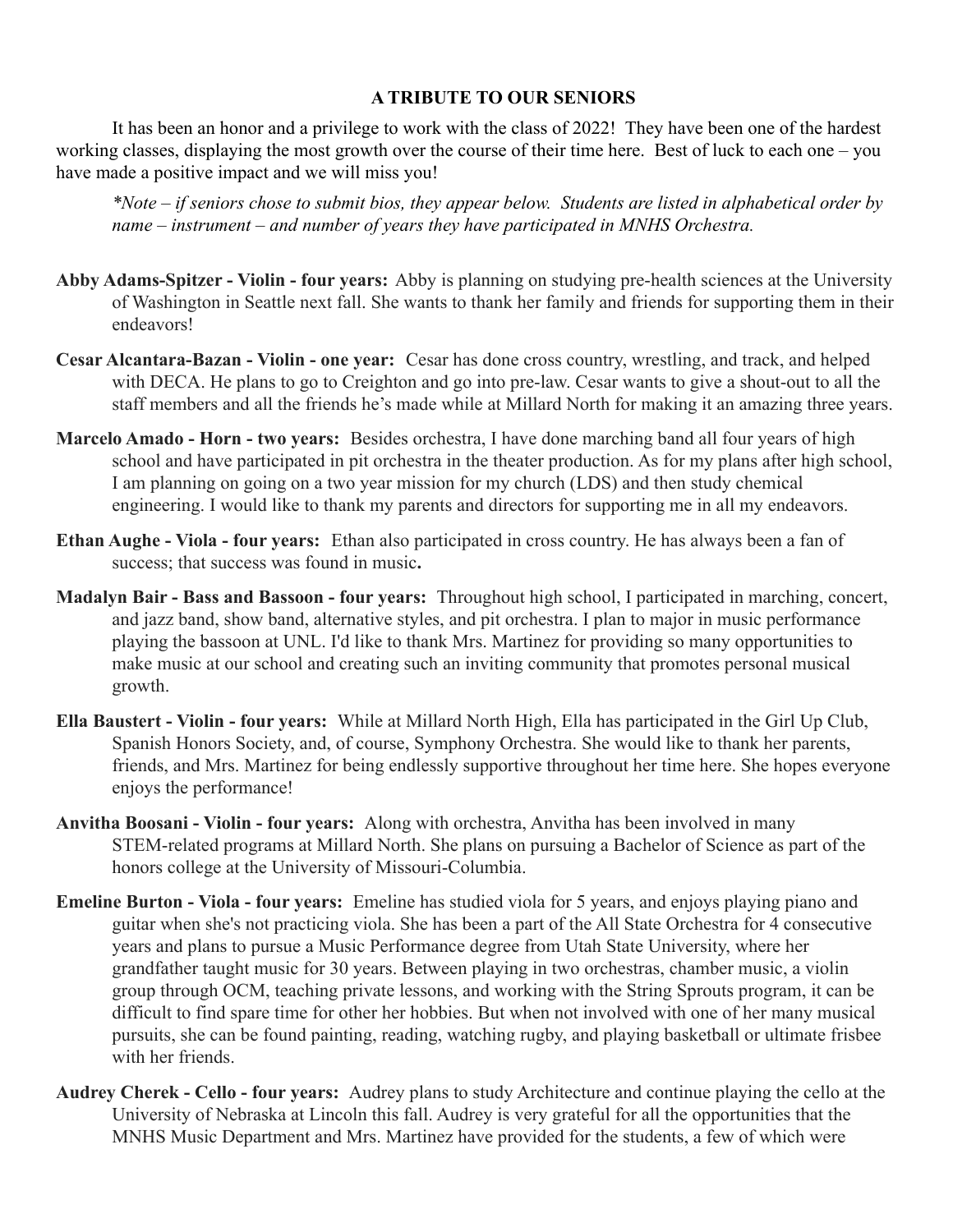## A TRIBUTE TO OUR SENIORS

It has been an honor and a privilege to work with the class of 2022! They have been one of the hardest working classes, displaying the most growth over the course of their time here. Best of luck to each one – you have made a positive impact and we will miss you!

*\*Note – if seniors chose to submit bios, they appear below. Students are listed in alphabetical order by name – instrument – and number of years they have participated in MNHS Orchestra.*

**Abby Adams-Spitzer - Violin - four years:** Abby is planning on studying pre-health sciences at the University of Washington in Seattle next fall. She wants to thank her family and friends for supporting them in their endeavors!

**Cesar Alcantara-Bazan - Violin - one year:** Cesar has done cross country, wrestling, and track, and helped with DECA. He plans to go to Creighton and go into pre-law. Cesar wants to give a shout-out to all the staff members and all the friends he's made while at Millard North for making it an amazing three years.

**Marcelo Amado - Horn - two years:** Besides orchestra, I have done marching band all four years of high school and have participated in pit orchestra in the theater production. As for my plans after high school, I am planning on going on a two year mission for my church (LDS) and then study chemical engineering. I would like to thank my parents and directors for supporting me in all my endeavors.

**Ethan Aughe - Viola - four years:** Ethan also participated in cross country. He has always been a fan of success; that success was found in music**.**

**Madalyn Bair - Bass and Bassoon - four years:** Throughout high school, I participated in marching, concert, and jazz band, show band, alternative styles, and pit orchestra. I plan to major in music performance playing the bassoon at UNL. I'd like to thank Mrs. Martinez for providing so many opportunities to make music at our school and creating such an inviting community that promotes personal musical growth.

**Ella Baustert - Violin - four years:** While at Millard North High, Ella has participated in the Girl Up Club, Spanish Honors Society, and, of course, Symphony Orchestra. She would like to thank her parents, friends, and Mrs. Martinez for being endlessly supportive throughout her time here. She hopes everyone enjoys the performance!

**Anvitha Boosani - Violin - four years:** Along with orchestra, Anvitha has been involved in many STEM-related programs at Millard North. She plans on pursuing a Bachelor of Science as part of the honors college at the University of Missouri-Columbia.

**Emeline Burton - Viola - four years:** Emeline has studied viola for 5 years, and enjoys playing piano and guitar when she's not practicing viola. She has been a part of the All State Orchestra for 4 consecutive years and plans to pursue a Music Performance degree from Utah State University, where her grandfather taught music for 30 years. Between playing in two orchestras, chamber music, a violin group through OCM, teaching private lessons, and working with the String Sprouts program, it can be difficult to find spare time for other her hobbies. But when not involved with one of her many musical pursuits, she can be found painting, reading, watching rugby, and playing basketball or ultimate frisbee with her friends.

**Audrey Cherek - Cello - four years:** Audrey plans to study Architecture and continue playing the cello at the University of Nebraska at Lincoln this fall. Audrey is very grateful for all the opportunities that the MNHS Music Department and Mrs. Martinez have provided for the students, a few of which were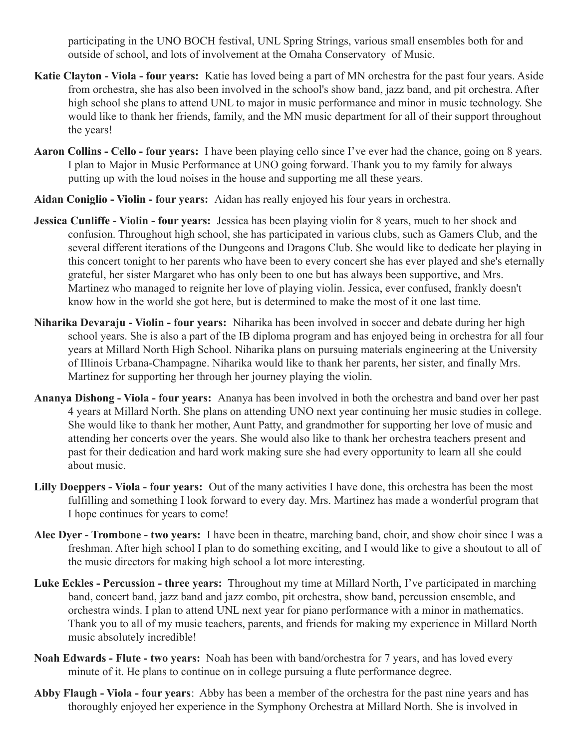participating in the UNO BOCH festival, UNL Spring Strings, various small ensembles both for and outside of school, and lots of involvement at the Omaha Conservatory of Music.

**Katie Clayton - Viola - four years:** Katie has loved being a part of MN orchestra for the past four years. Aside from orchestra, she has also been involved in the school's show band, jazz band, and pit orchestra. After high school she plans to attend UNL to major in music performance and minor in music technology. She would like to thank her friends, family, and the MN music department for all of their support throughout the years!

**Aaron Collins - Cello - four years:** I have been playing cello since I've ever had the chance, going on 8 years. I plan to Major in Music Performance at UNO going forward. Thank you to my family for always putting up with the loud noises in the house and supporting me all these years.

**Aidan Coniglio - Violin - four years:** Aidan has really enjoyed his four years in orchestra.

**Jessica Cunliffe - Violin - four years:** Jessica has been playing violin for 8 years, much to her shock and confusion. Throughout high school, she has participated in various clubs, such as Gamers Club, and the several different iterations of the Dungeons and Dragons Club. She would like to dedicate her playing in this concert tonight to her parents who have been to every concert she has ever played and she's eternally grateful, her sister Margaret who has only been to one but has always been supportive, and Mrs. Martinez who managed to reignite her love of playing violin. Jessica, ever confused, frankly doesn't know how in the world she got here, but is determined to make the most of it one last time.

**Niharika Devaraju - Violin - four years:** Niharika has been involved in soccer and debate during her high school years. She is also a part of the IB diploma program and has enjoyed being in orchestra for all four years at Millard North High School. Niharika plans on pursuing materials engineering at the University of Illinois Urbana-Champagne. Niharika would like to thank her parents, her sister, and finally Mrs. Martinez for supporting her through her journey playing the violin.

**Ananya Dishong - Viola - four years:** Ananya has been involved in both the orchestra and band over her past 4 years at Millard North. She plans on attending UNO next year continuing her music studies in college. She would like to thank her mother, Aunt Patty, and grandmother for supporting her love of music and attending her concerts over the years. She would also like to thank her orchestra teachers present and past for their dedication and hard work making sure she had every opportunity to learn all she could about music.

**Lilly Doeppers - Viola - four years:** Out of the many activities I have done, this orchestra has been the most fulfilling and something I look forward to every day. Mrs. Martinez has made a wonderful program that I hope continues for years to come!

**Alec Dyer - Trombone - two years:** I have been in theatre, marching band, choir, and show choir since I was a freshman. After high school I plan to do something exciting, and I would like to give a shoutout to all of the music directors for making high school a lot more interesting.

**Luke Eckles - Percussion - three years:** Throughout my time at Millard North, I've participated in marching band, concert band, jazz band and jazz combo, pit orchestra, show band, percussion ensemble, and orchestra winds. I plan to attend UNL next year for piano performance with a minor in mathematics. Thank you to all of my music teachers, parents, and friends for making my experience in Millard North music absolutely incredible!

**Noah Edwards - Flute - two years:** Noah has been with band/orchestra for 7 years, and has loved every minute of it. He plans to continue on in college pursuing a flute performance degree.

**Abby Flaugh - Viola - four years**: Abby has been a member of the orchestra for the past nine years and has thoroughly enjoyed her experience in the Symphony Orchestra at Millard North. She is involved in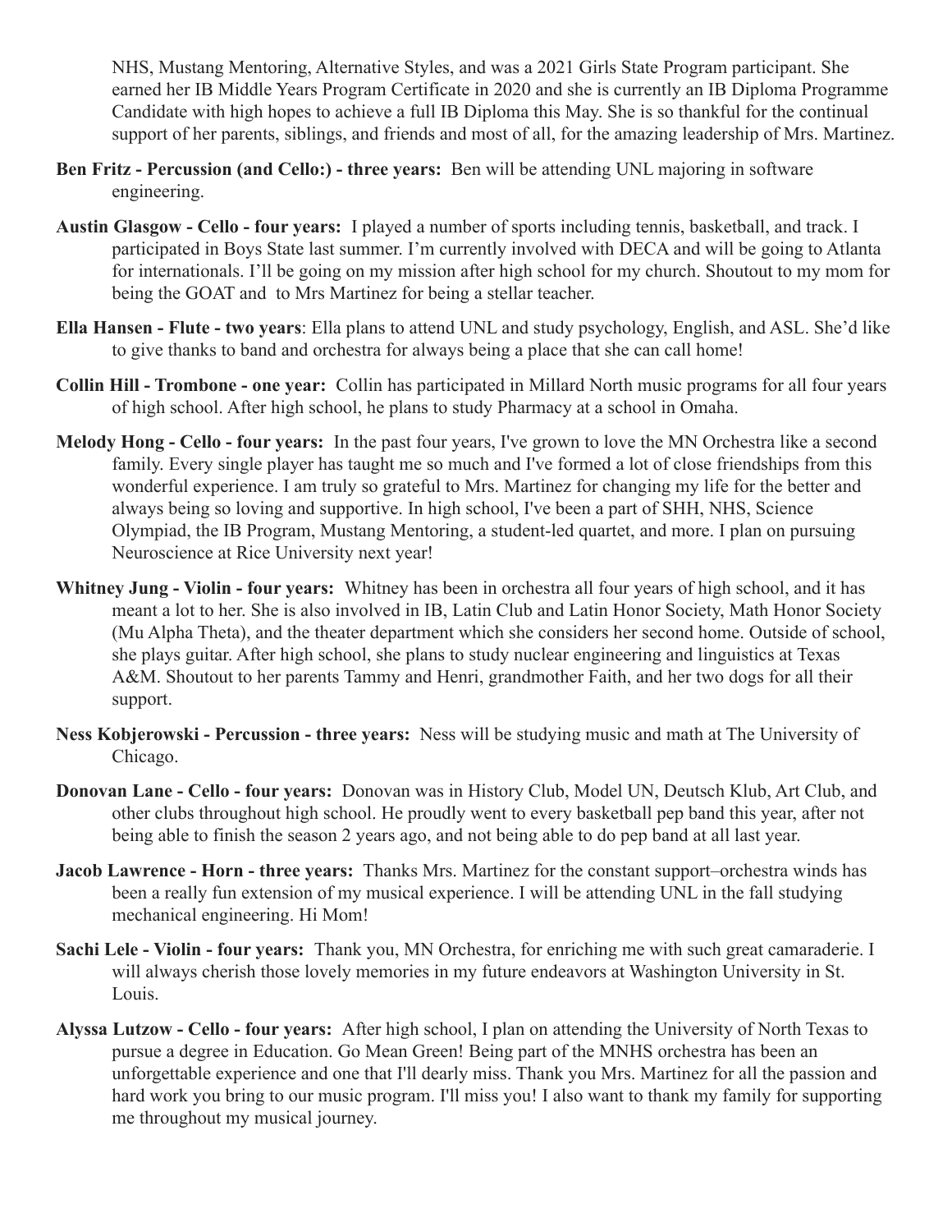NHS, Mustang Mentoring, Alternative Styles, and was a 2021 Girls State Program participant. She earned her IB Middle Years Program Certificate in 2020 and she is currently an IB Diploma Programme Candidate with high hopes to achieve a full IB Diploma this May. She is so thankful for the continual support of her parents, siblings, and friends and most of all, for the amazing leadership of Mrs. Martinez.

**Ben Fritz - Percussion (and Cello:) - three years:** Ben will be attending UNL majoring in software engineering.

**Austin Glasgow - Cello - four years:** I played a number of sports including tennis, basketball, and track. I participated in Boys State last summer. I'm currently involved with DECA and will be going to Atlanta for internationals. I'll be going on my mission after high school for my church. Shoutout to my mom for being the GOAT and to Mrs Martinez for being a stellar teacher.

**Ella Hansen - Flute - two years**: Ella plans to attend UNL and study psychology, English, and ASL. She'd like to give thanks to band and orchestra for always being a place that she can call home!

**Collin Hill - Trombone - one year:** Collin has participated in Millard North music programs for all four years of high school. After high school, he plans to study Pharmacy at a school in Omaha.

**Melody Hong - Cello - four years:** In the past four years, I've grown to love the MN Orchestra like a second family. Every single player has taught me so much and I've formed a lot of close friendships from this wonderful experience. I am truly so grateful to Mrs. Martinez for changing my life for the better and always being so loving and supportive. In high school, I've been a part of SHH, NHS, Science Olympiad, the IB Program, Mustang Mentoring, a student-led quartet, and more. I plan on pursuing Neuroscience at Rice University next year!

**Whitney Jung - Violin - four years:** Whitney has been in orchestra all four years of high school, and it has meant a lot to her. She is also involved in IB, Latin Club and Latin Honor Society, Math Honor Society (Mu Alpha Theta), and the theater department which she considers her second home. Outside of school, she plays guitar. After high school, she plans to study nuclear engineering and linguistics at Texas A&M. Shoutout to her parents Tammy and Henri, grandmother Faith, and her two dogs for all their support.

**Ness Kobjerowski - Percussion - three years:** Ness will be studying music and math at The University of Chicago.

**Donovan Lane - Cello - four years:** Donovan was in History Club, Model UN, Deutsch Klub, Art Club, and other clubs throughout high school. He proudly went to every basketball pep band this year, after not being able to finish the season 2 years ago, and not being able to do pep band at all last year.

**Jacob Lawrence - Horn - three years:** Thanks Mrs. Martinez for the constant support–orchestra winds has been a really fun extension of my musical experience. I will be attending UNL in the fall studying mechanical engineering. Hi Mom!

**Sachi Lele - Violin - four years:** Thank you, MN Orchestra, for enriching me with such great camaraderie. I will always cherish those lovely memories in my future endeavors at Washington University in St. Louis.

**Alyssa Lutzow - Cello - four years:** After high school, I plan on attending the University of North Texas to pursue a degree in Education. Go Mean Green! Being part of the MNHS orchestra has been an unforgettable experience and one that I'll dearly miss. Thank you Mrs. Martinez for all the passion and hard work you bring to our music program. I'll miss you! I also want to thank my family for supporting me throughout my musical journey.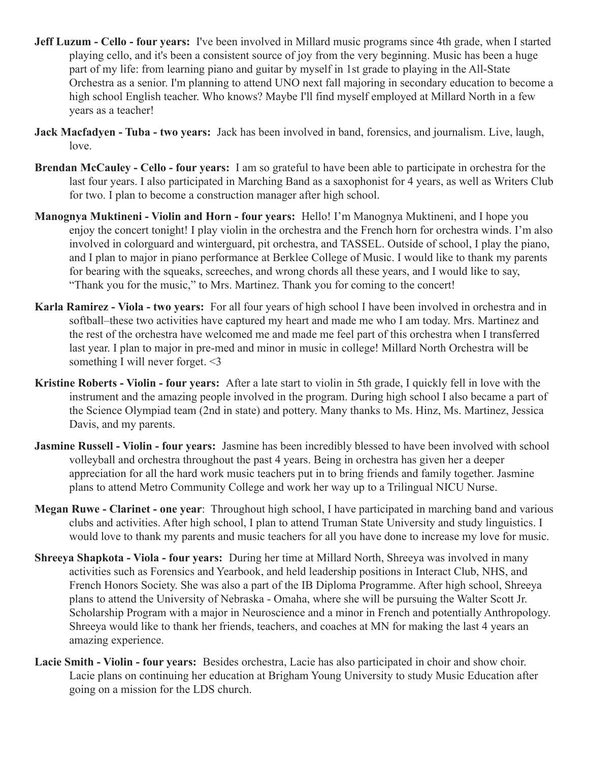**Jeff Luzum - Cello - four years:** I've been involved in Millard music programs since 4th grade, when I started playing cello, and it's been a consistent source of joy from the very beginning. Music has been a huge part of my life: from learning piano and guitar by myself in 1st grade to playing in the All-State Orchestra as a senior. I'm planning to attend UNO next fall majoring in secondary education to become a high school English teacher. Who knows? Maybe I'll find myself employed at Millard North in a few years as a teacher!

**Jack Macfadyen - Tuba - two years:** Jack has been involved in band, forensics, and journalism. Live, laugh, love.

**Brendan McCauley - Cello - four years:** I am so grateful to have been able to participate in orchestra for the last four years. I also participated in Marching Band as a saxophonist for 4 years, as well as Writers Club for two. I plan to become a construction manager after high school.

**Manognya Muktineni - Violin and Horn - four years:** Hello! I'm Manognya Muktineni, and I hope you enjoy the concert tonight! I play violin in the orchestra and the French horn for orchestra winds. I'm also involved in colorguard and winterguard, pit orchestra, and TASSEL. Outside of school, I play the piano, and I plan to major in piano performance at Berklee College of Music. I would like to thank my parents for bearing with the squeaks, screeches, and wrong chords all these years, and I would like to say, "Thank you for the music," to Mrs. Martinez. Thank you for coming to the concert!

**Karla Ramirez - Viola - two years:** For all four years of high school I have been involved in orchestra and in softball–these two activities have captured my heart and made me who I am today. Mrs. Martinez and the rest of the orchestra have welcomed me and made me feel part of this orchestra when I transferred last year. I plan to major in pre-med and minor in music in college! Millard North Orchestra will be something I will never forget. <3

**Kristine Roberts - Violin - four years:** After a late start to violin in 5th grade, I quickly fell in love with the instrument and the amazing people involved in the program. During high school I also became a part of the Science Olympiad team (2nd in state) and pottery. Many thanks to Ms. Hinz, Ms. Martinez, Jessica Davis, and my parents.

**Jasmine Russell - Violin - four years:** Jasmine has been incredibly blessed to have been involved with school volleyball and orchestra throughout the past 4 years. Being in orchestra has given her a deeper appreciation for all the hard work music teachers put in to bring friends and family together. Jasmine plans to attend Metro Community College and work her way up to a Trilingual NICU Nurse.

**Megan Ruwe - Clarinet - one year**: Throughout high school, I have participated in marching band and various clubs and activities. After high school, I plan to attend Truman State University and study linguistics. I would love to thank my parents and music teachers for all you have done to increase my love for music.

**Shreeya Shapkota - Viola - four years:** During her time at Millard North, Shreeya was involved in many activities such as Forensics and Yearbook, and held leadership positions in Interact Club, NHS, and French Honors Society. She was also a part of the IB Diploma Programme. After high school, Shreeya plans to attend the University of Nebraska - Omaha, where she will be pursuing the Walter Scott Jr. Scholarship Program with a major in Neuroscience and a minor in French and potentially Anthropology. Shreeya would like to thank her friends, teachers, and coaches at MN for making the last 4 years an amazing experience.

**Lacie Smith - Violin - four years:** Besides orchestra, Lacie has also participated in choir and show choir. Lacie plans on continuing her education at Brigham Young University to study Music Education after going on a mission for the LDS church.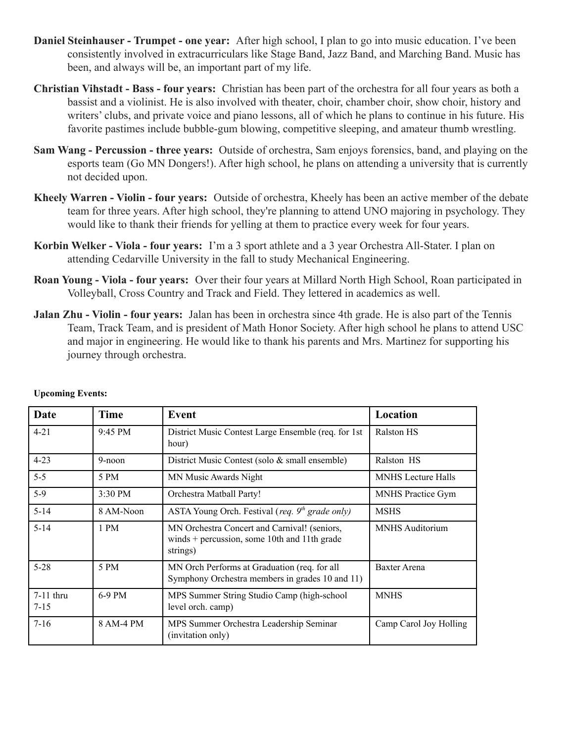**Daniel Steinhauser - Trumpet - one year:** After high school, I plan to go into music education. I've been consistently involved in extracurriculars like Stage Band, Jazz Band, and Marching Band. Music has been, and always will be, an important part of my life.

**Christian Vihstadt - Bass - four years:** Christian has been part of the orchestra for all four years as both a bassist and a violinist. He is also involved with theater, choir, chamber choir, show choir, history and writers' clubs, and private voice and piano lessons, all of which he plans to continue in his future. His favorite pastimes include bubble-gum blowing, competitive sleeping, and amateur thumb wrestling.

**Sam Wang - Percussion - three years:** Outside of orchestra, Sam enjoys forensics, band, and playing on the esports team (Go MN Dongers!). After high school, he plans on attending a university that is currently not decided upon.

**Kheely Warren - Violin - four years:** Outside of orchestra, Kheely has been an active member of the debate team for three years. After high school, they're planning to attend UNO majoring in psychology. They would like to thank their friends for yelling at them to practice every week for four years.

**Korbin Welker - Viola - four years:** I'm a 3 sport athlete and a 3 year Orchestra All-Stater. I plan on attending Cedarville University in the fall to study Mechanical Engineering.

**Roan Young - Viola - four years:** Over their four years at Millard North High School, Roan participated in Volleyball, Cross Country and Track and Field. They lettered in academics as well.

**Jalan Zhu - Violin - four years:** Jalan has been in orchestra since 4th grade. He is also part of the Tennis Team, Track Team, and is president of Math Honor Society. After high school he plans to attend USC and major in engineering. He would like to thank his parents and Mrs. Martinez for supporting his journey through orchestra.

**Upcoming Events:**

| Date | Time | Event | Location |
|---|---|---|---|
| 4-21 | 9:45 PM | District Music Contest Large Ensemble (req. for 1st hour) | Ralston HS |
| 4-23 | 9-noon | District Music Contest (solo & small ensemble) | Ralston HS |
| 5-5 | 5 PM | MN Music Awards Night | MNHS Lecture Halls |
| 5-9 | 3:30 PM | Orchestra Matball Party! | MNHS Practice Gym |
| 5-14 | 8 AM-Noon | ASTA Young Orch. Festival (*req. 9th grade only*) | MSHS |
| 5-14 | 1 PM | MN Orchestra Concert and Carnival! (seniors, winds + percussion, some 10th and 11th grade strings) | MNHS Auditorium |
| 5-28 | 5 PM | MN Orch Performs at Graduation (req. for all Symphony Orchestra members in grades 10 and 11) | Baxter Arena |
| 7-11 thru 7-15 | 6-9 PM | MPS Summer String Studio Camp (high-school level orch. camp) | MNHS |
| 7-16 | 8 AM-4 PM | MPS Summer Orchestra Leadership Seminar (invitation only) | Camp Carol Joy Holling |